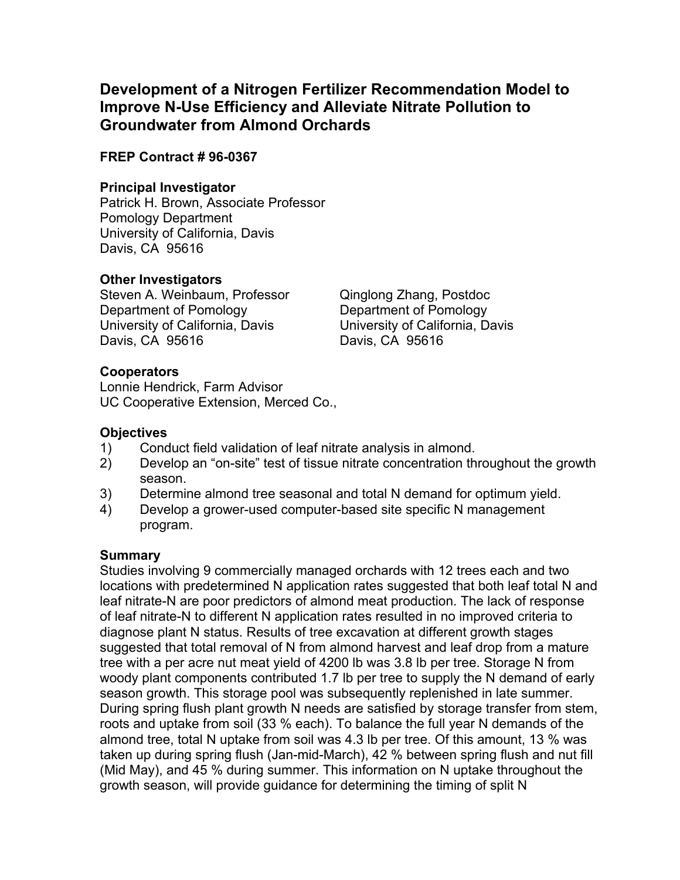# Development of a Nitrogen Fertilizer Recommendation Model to Improve N-Use Efficiency and Alleviate Nitrate Pollution to Groundwater from Almond Orchards

**FREP Contract # 96-0367**

**Principal Investigator**

Patrick H. Brown, Associate Professor
Pomology Department
University of California, Davis
Davis, CA 95616

**Other Investigators**

Steven A. Weinbaum, Professor
Department of Pomology
University of California, Davis
Davis, CA 95616

Qinglong Zhang, Postdoc
Department of Pomology
University of California, Davis
Davis, CA 95616

**Cooperators**

Lonnie Hendrick, Farm Advisor
UC Cooperative Extension, Merced Co.,

**Objectives**

1) Conduct field validation of leaf nitrate analysis in almond.
2) Develop an "on-site" test of tissue nitrate concentration throughout the growth season.
3) Determine almond tree seasonal and total N demand for optimum yield.
4) Develop a grower-used computer-based site specific N management program.

**Summary**

Studies involving 9 commercially managed orchards with 12 trees each and two locations with predetermined N application rates suggested that both leaf total N and leaf nitrate-N are poor predictors of almond meat production. The lack of response of leaf nitrate-N to different N application rates resulted in no improved criteria to diagnose plant N status. Results of tree excavation at different growth stages suggested that total removal of N from almond harvest and leaf drop from a mature tree with a per acre nut meat yield of 4200 lb was 3.8 lb per tree. Storage N from woody plant components contributed 1.7 lb per tree to supply the N demand of early season growth. This storage pool was subsequently replenished in late summer. During spring flush plant growth N needs are satisfied by storage transfer from stem, roots and uptake from soil (33 % each). To balance the full year N demands of the almond tree, total N uptake from soil was 4.3 lb per tree. Of this amount, 13 % was taken up during spring flush (Jan-mid-March), 42 % between spring flush and nut fill (Mid May), and 45 % during summer. This information on N uptake throughout the growth season, will provide guidance for determining the timing of split N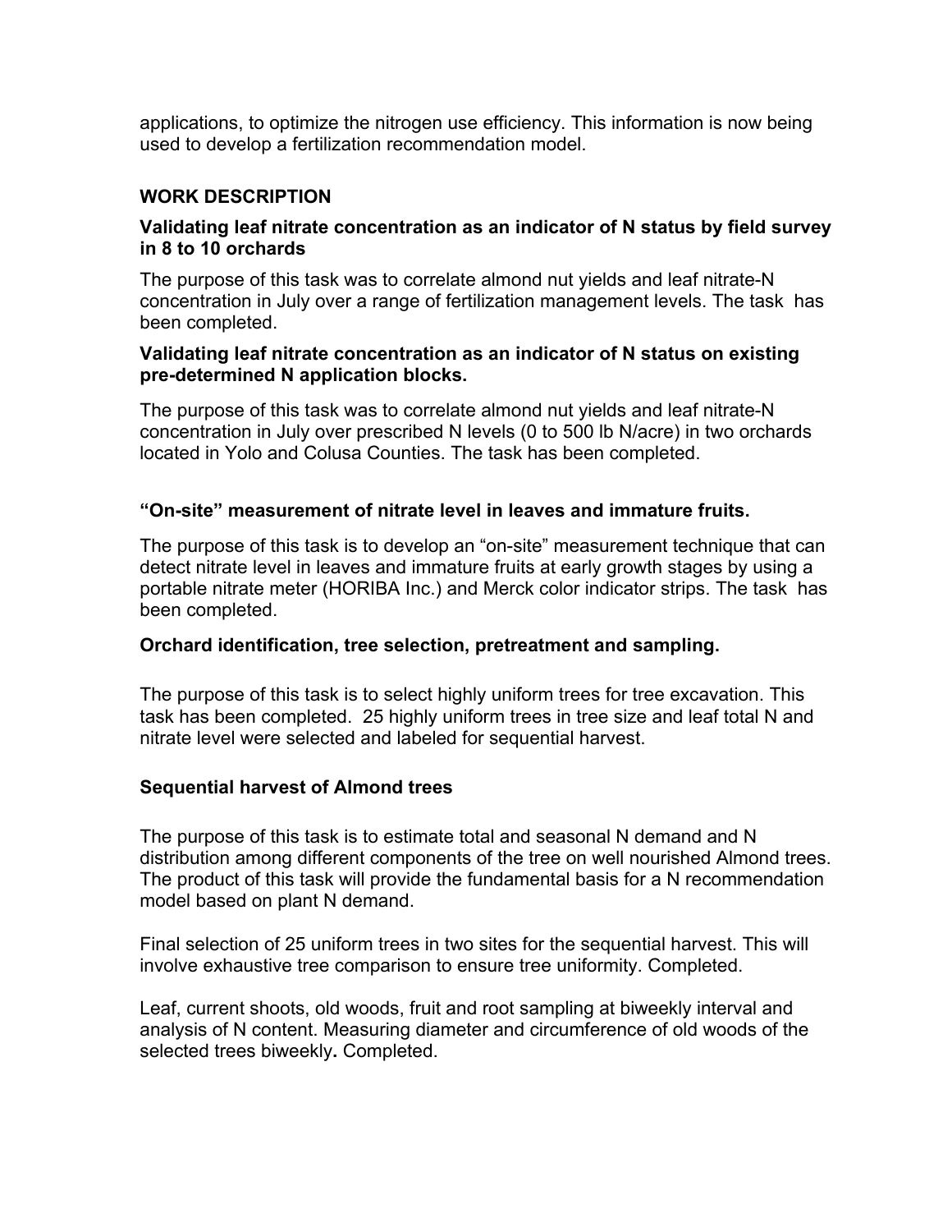applications, to optimize the nitrogen use efficiency. This information is now being used to develop a fertilization recommendation model.

## WORK DESCRIPTION

### Validating leaf nitrate concentration as an indicator of N status by field survey in 8 to 10 orchards

The purpose of this task was to correlate almond nut yields and leaf nitrate-N concentration in July over a range of fertilization management levels. The task has been completed.

### Validating leaf nitrate concentration as an indicator of N status on existing pre-determined N application blocks.

The purpose of this task was to correlate almond nut yields and leaf nitrate-N concentration in July over prescribed N levels (0 to 500 lb N/acre) in two orchards located in Yolo and Colusa Counties. The task has been completed.

### "On-site" measurement of nitrate level in leaves and immature fruits.

The purpose of this task is to develop an "on-site" measurement technique that can detect nitrate level in leaves and immature fruits at early growth stages by using a portable nitrate meter (HORIBA Inc.) and Merck color indicator strips. The task has been completed.

### Orchard identification, tree selection, pretreatment and sampling.

The purpose of this task is to select highly uniform trees for tree excavation. This task has been completed. 25 highly uniform trees in tree size and leaf total N and nitrate level were selected and labeled for sequential harvest.

### Sequential harvest of Almond trees

The purpose of this task is to estimate total and seasonal N demand and N distribution among different components of the tree on well nourished Almond trees. The product of this task will provide the fundamental basis for a N recommendation model based on plant N demand.

Final selection of 25 uniform trees in two sites for the sequential harvest. This will involve exhaustive tree comparison to ensure tree uniformity. Completed.

Leaf, current shoots, old woods, fruit and root sampling at biweekly interval and analysis of N content. Measuring diameter and circumference of old woods of the selected trees biweekly**.** Completed.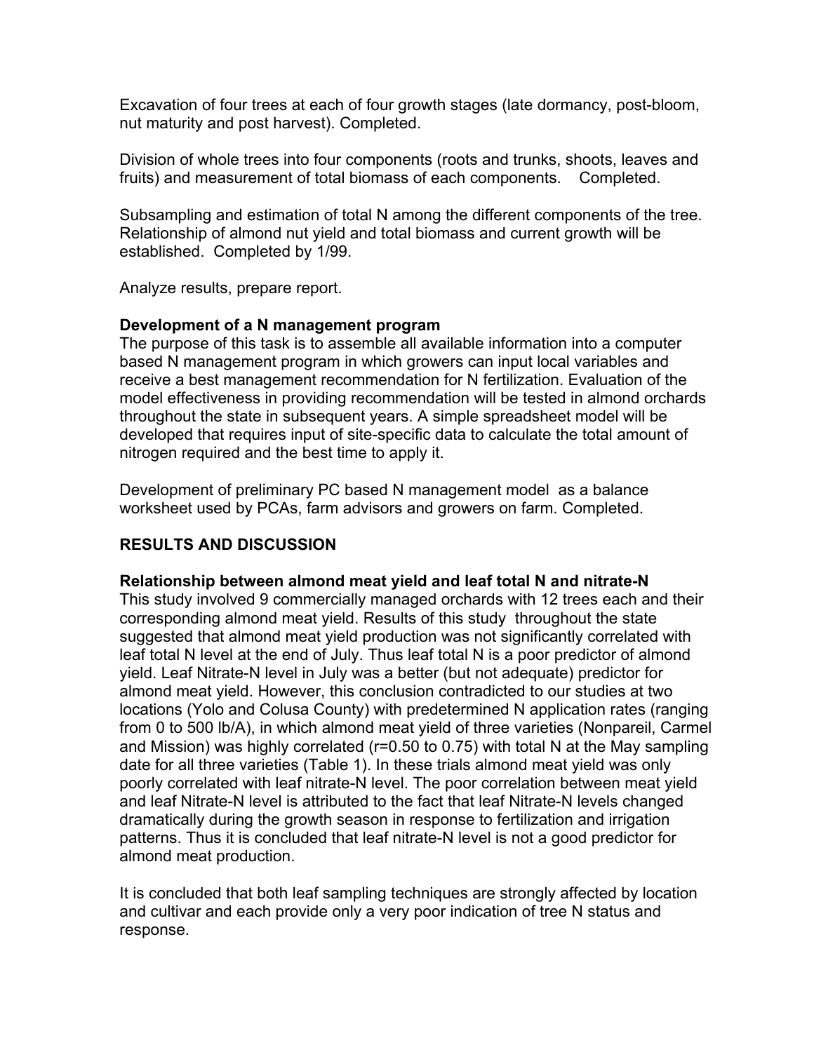Excavation of four trees at each of four growth stages (late dormancy, post-bloom, nut maturity and post harvest). Completed.

Division of whole trees into four components (roots and trunks, shoots, leaves and fruits) and measurement of total biomass of each components. Completed.

Subsampling and estimation of total N among the different components of the tree. Relationship of almond nut yield and total biomass and current growth will be established. Completed by 1/99.

Analyze results, prepare report.

**Development of a N management program**

The purpose of this task is to assemble all available information into a computer based N management program in which growers can input local variables and receive a best management recommendation for N fertilization. Evaluation of the model effectiveness in providing recommendation will be tested in almond orchards throughout the state in subsequent years. A simple spreadsheet model will be developed that requires input of site-specific data to calculate the total amount of nitrogen required and the best time to apply it.

Development of preliminary PC based N management model as a balance worksheet used by PCAs, farm advisors and growers on farm. Completed.

## RESULTS AND DISCUSSION

**Relationship between almond meat yield and leaf total N and nitrate-N**

This study involved 9 commercially managed orchards with 12 trees each and their corresponding almond meat yield. Results of this study throughout the state suggested that almond meat yield production was not significantly correlated with leaf total N level at the end of July. Thus leaf total N is a poor predictor of almond yield. Leaf Nitrate-N level in July was a better (but not adequate) predictor for almond meat yield. However, this conclusion contradicted to our studies at two locations (Yolo and Colusa County) with predetermined N application rates (ranging from 0 to 500 lb/A), in which almond meat yield of three varieties (Nonpareil, Carmel and Mission) was highly correlated ($r=0.50$ to $0.75$) with total N at the May sampling date for all three varieties (Table 1). In these trials almond meat yield was only poorly correlated with leaf nitrate-N level. The poor correlation between meat yield and leaf Nitrate-N level is attributed to the fact that leaf Nitrate-N levels changed dramatically during the growth season in response to fertilization and irrigation patterns. Thus it is concluded that leaf nitrate-N level is not a good predictor for almond meat production.

It is concluded that both leaf sampling techniques are strongly affected by location and cultivar and each provide only a very poor indication of tree N status and response.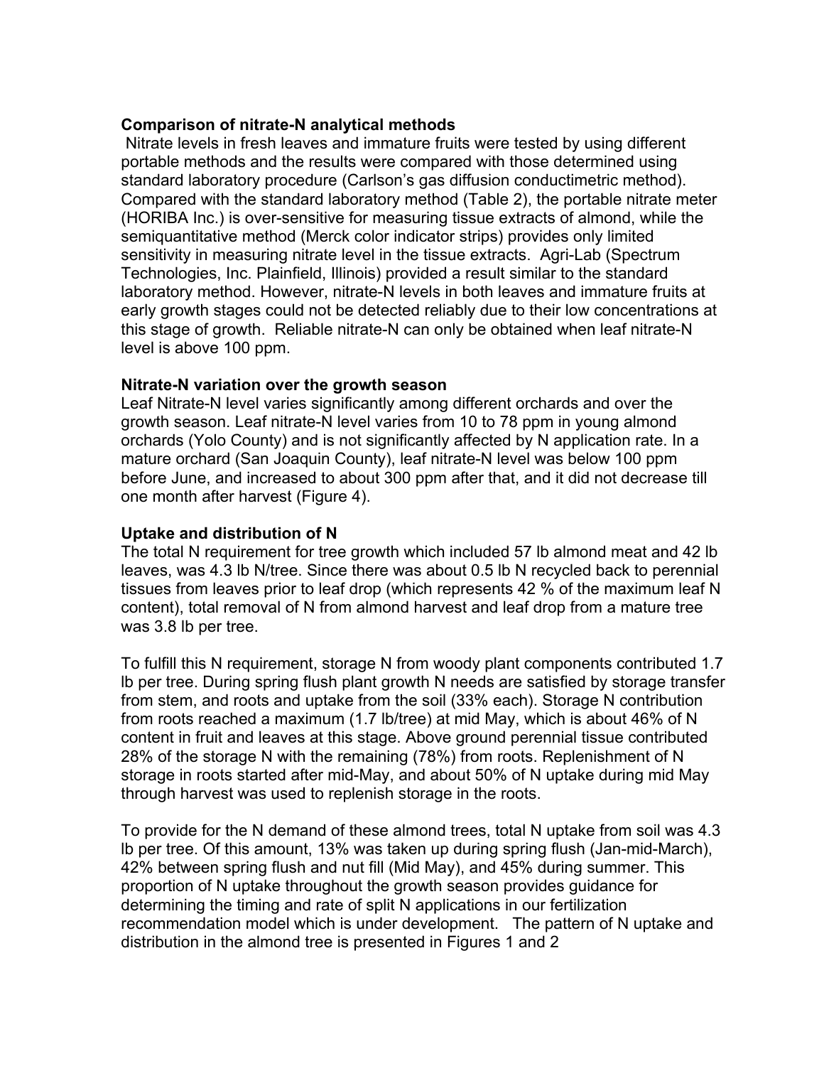**Comparison of nitrate-N analytical methods**

Nitrate levels in fresh leaves and immature fruits were tested by using different portable methods and the results were compared with those determined using standard laboratory procedure (Carlson's gas diffusion conductimetric method). Compared with the standard laboratory method (Table 2), the portable nitrate meter (HORIBA Inc.) is over-sensitive for measuring tissue extracts of almond, while the semiquantitative method (Merck color indicator strips) provides only limited sensitivity in measuring nitrate level in the tissue extracts. Agri-Lab (Spectrum Technologies, Inc. Plainfield, Illinois) provided a result similar to the standard laboratory method. However, nitrate-N levels in both leaves and immature fruits at early growth stages could not be detected reliably due to their low concentrations at this stage of growth. Reliable nitrate-N can only be obtained when leaf nitrate-N level is above 100 ppm.

**Nitrate-N variation over the growth season**

Leaf Nitrate-N level varies significantly among different orchards and over the growth season. Leaf nitrate-N level varies from 10 to 78 ppm in young almond orchards (Yolo County) and is not significantly affected by N application rate. In a mature orchard (San Joaquin County), leaf nitrate-N level was below 100 ppm before June, and increased to about 300 ppm after that, and it did not decrease till one month after harvest (Figure 4).

**Uptake and distribution of N**

The total N requirement for tree growth which included 57 lb almond meat and 42 lb leaves, was 4.3 lb N/tree. Since there was about 0.5 lb N recycled back to perennial tissues from leaves prior to leaf drop (which represents 42 % of the maximum leaf N content), total removal of N from almond harvest and leaf drop from a mature tree was 3.8 lb per tree.

To fulfill this N requirement, storage N from woody plant components contributed 1.7 lb per tree. During spring flush plant growth N needs are satisfied by storage transfer from stem, and roots and uptake from the soil (33% each). Storage N contribution from roots reached a maximum (1.7 lb/tree) at mid May, which is about 46% of N content in fruit and leaves at this stage. Above ground perennial tissue contributed 28% of the storage N with the remaining (78%) from roots. Replenishment of N storage in roots started after mid-May, and about 50% of N uptake during mid May through harvest was used to replenish storage in the roots.

To provide for the N demand of these almond trees, total N uptake from soil was 4.3 lb per tree. Of this amount, 13% was taken up during spring flush (Jan-mid-March), 42% between spring flush and nut fill (Mid May), and 45% during summer. This proportion of N uptake throughout the growth season provides guidance for determining the timing and rate of split N applications in our fertilization recommendation model which is under development. The pattern of N uptake and distribution in the almond tree is presented in Figures 1 and 2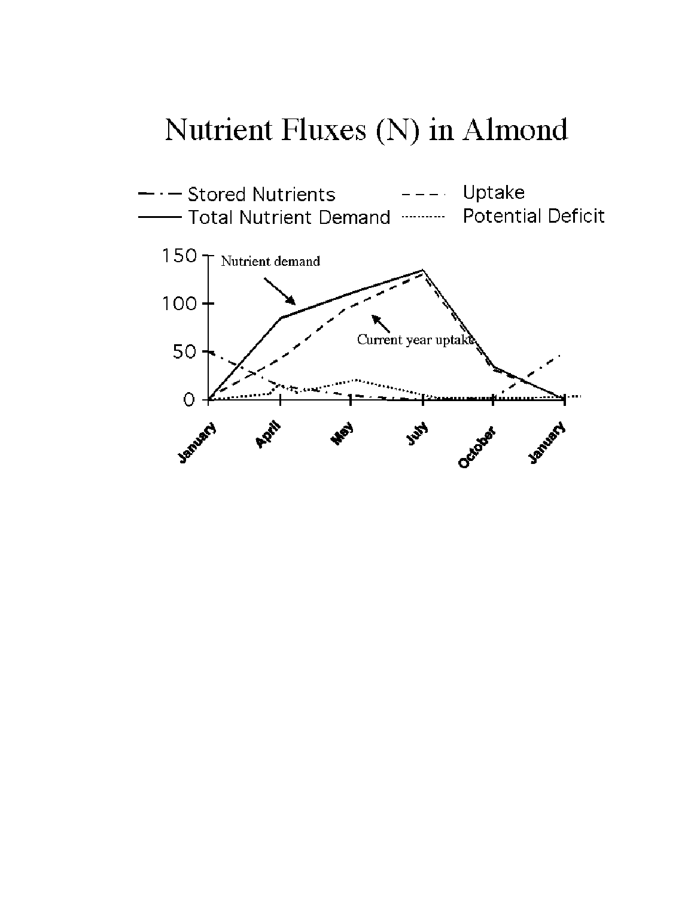# Nutrient Fluxes (N) in Almond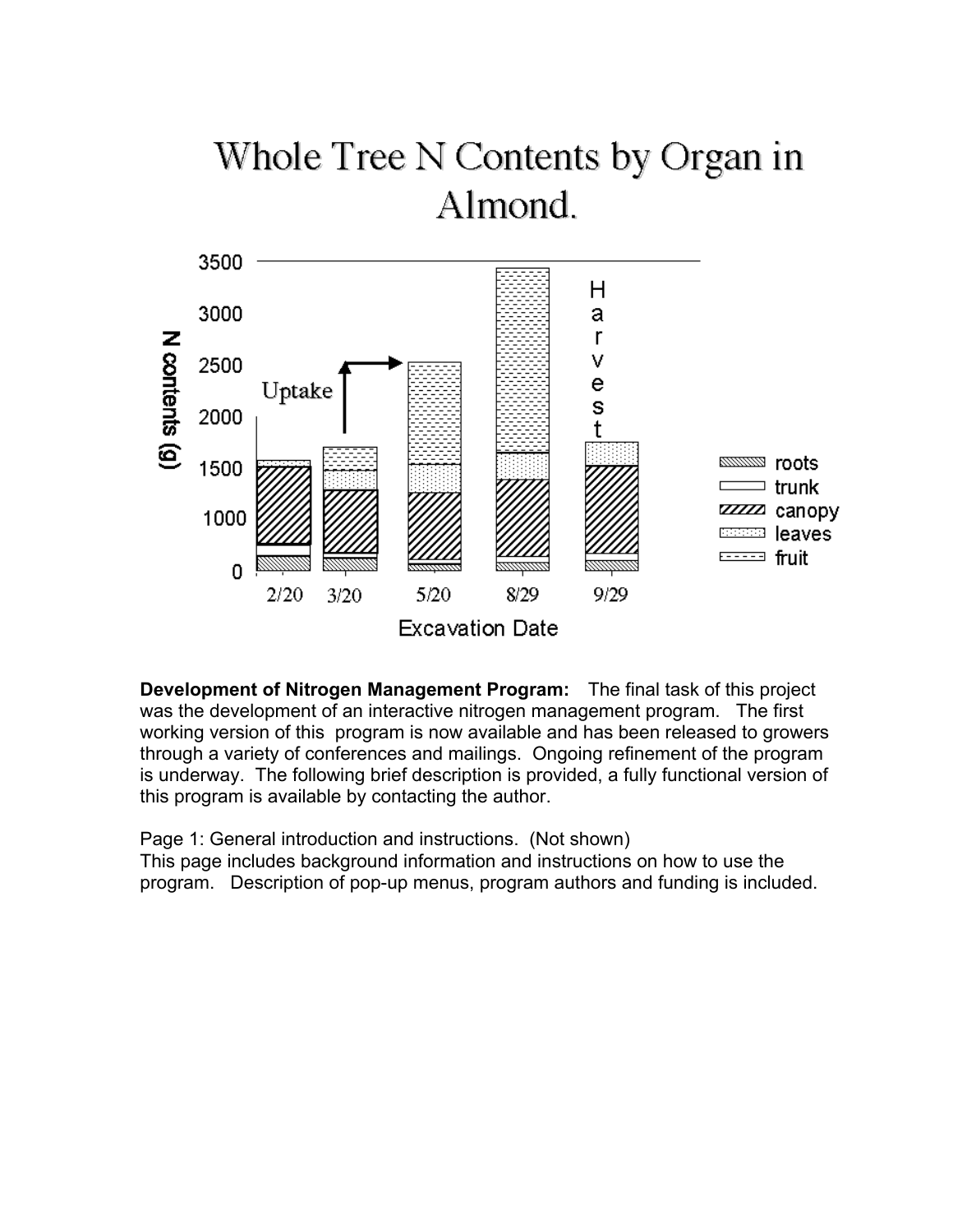# Whole Tree N Contents by Organ in Almond.

**Development of Nitrogen Management Program:** The final task of this project was the development of an interactive nitrogen management program. The first working version of this program is now available and has been released to growers through a variety of conferences and mailings. Ongoing refinement of the program is underway. The following brief description is provided, a fully functional version of this program is available by contacting the author.

Page 1: General introduction and instructions. (Not shown)
This page includes background information and instructions on how to use the program. Description of pop-up menus, program authors and funding is included.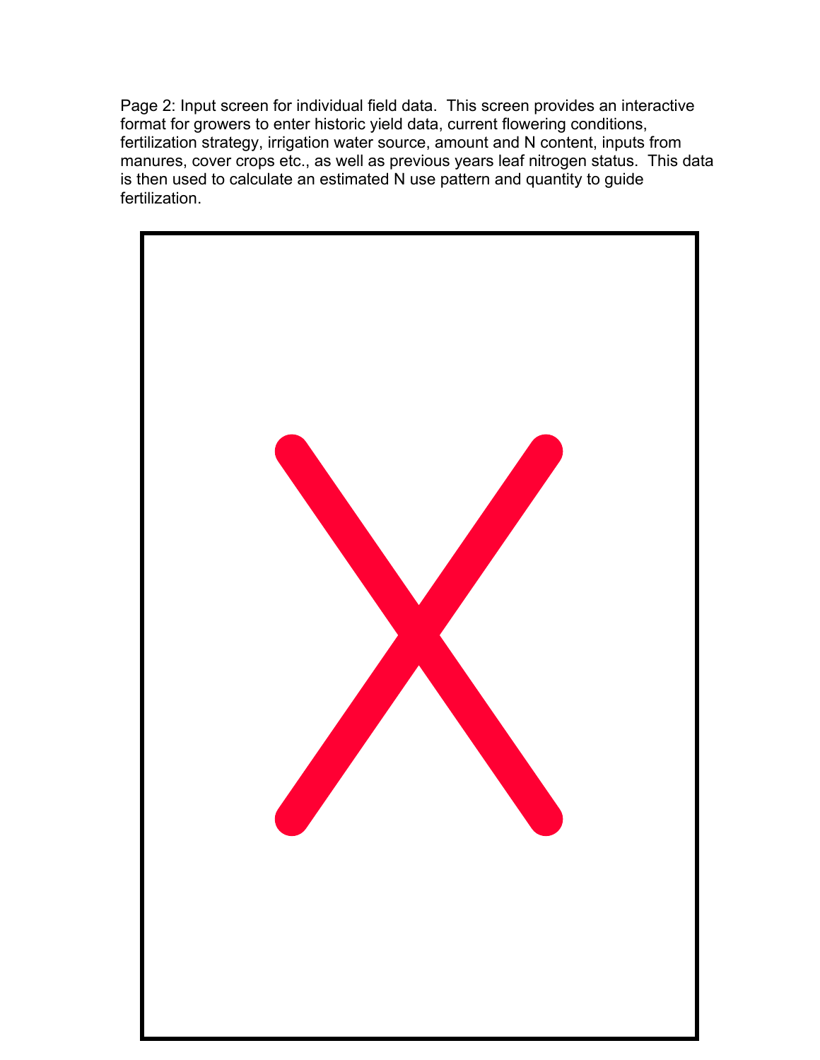Page 2: Input screen for individual field data. This screen provides an interactive format for growers to enter historic yield data, current flowering conditions, fertilization strategy, irrigation water source, amount and N content, inputs from manures, cover crops etc., as well as previous years leaf nitrogen status. This data is then used to calculate an estimated N use pattern and quantity to guide fertilization.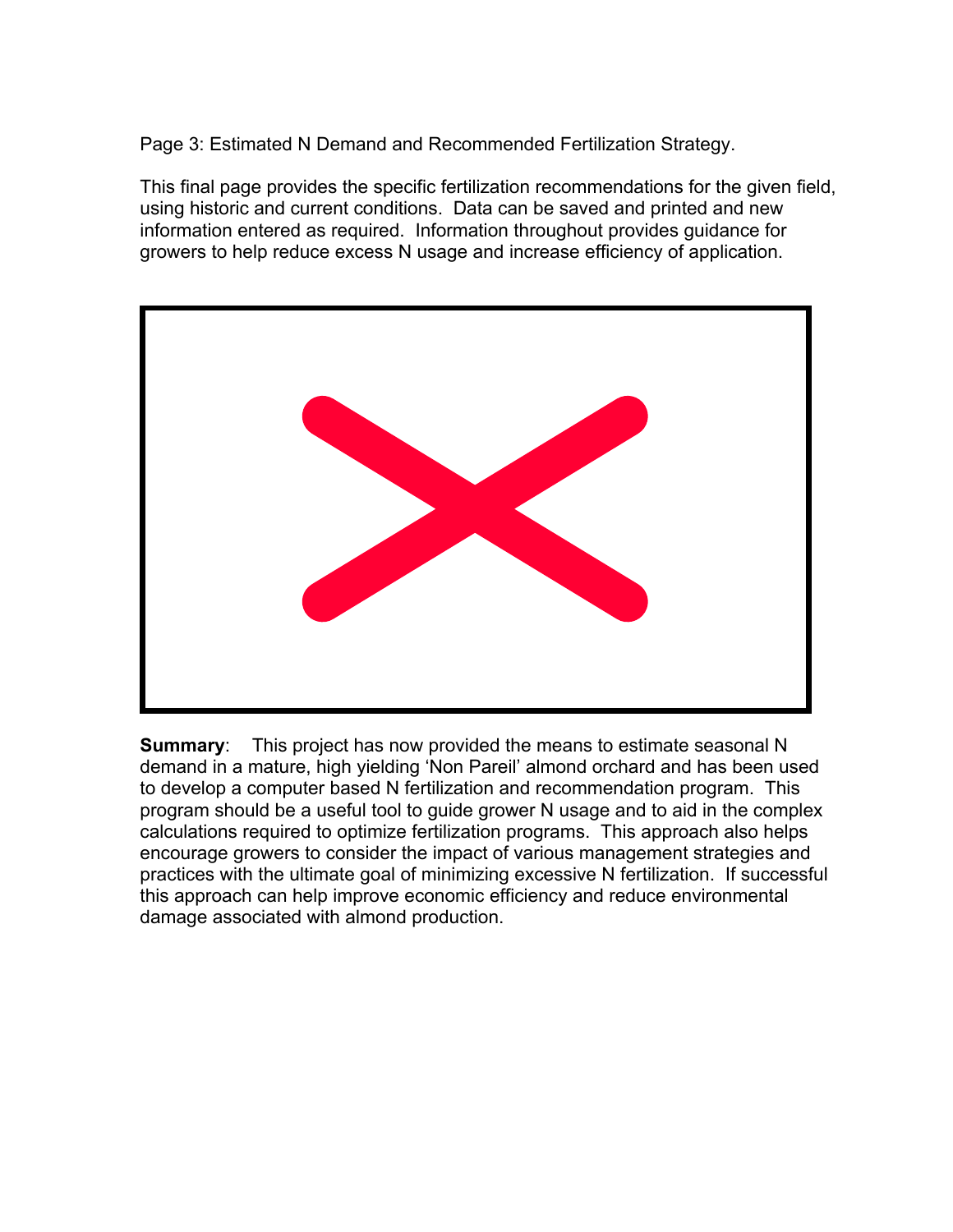Page 3: Estimated N Demand and Recommended Fertilization Strategy.

This final page provides the specific fertilization recommendations for the given field, using historic and current conditions. Data can be saved and printed and new information entered as required. Information throughout provides guidance for growers to help reduce excess N usage and increase efficiency of application.

**Summary**: This project has now provided the means to estimate seasonal N demand in a mature, high yielding 'Non Pareil' almond orchard and has been used to develop a computer based N fertilization and recommendation program. This program should be a useful tool to guide grower N usage and to aid in the complex calculations required to optimize fertilization programs. This approach also helps encourage growers to consider the impact of various management strategies and practices with the ultimate goal of minimizing excessive N fertilization. If successful this approach can help improve economic efficiency and reduce environmental damage associated with almond production.